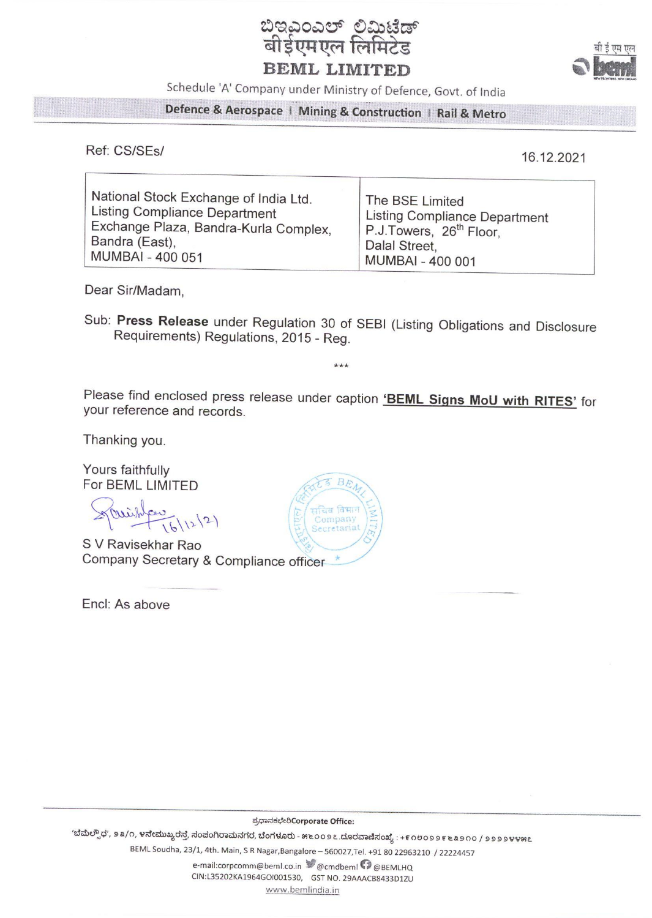# ಬಿಇಎಂಎಲ್ ಲಿಮಿಟೆಡ್
# बीईएमएल लिमिटेड
# BEML LIMITED

Schedule 'A' Company under Ministry of Defence, Govt. of India

Defence & Aerospace | Mining & Construction | Rail & Metro

Ref: CS/SEs/

16.12.2021

| National Stock Exchange of India Ltd.<br>Listing Compliance Department<br>Exchange Plaza, Bandra-Kurla Complex,<br>Bandra (East),<br>MUMBAI - 400 051 | The BSE Limited<br>Listing Compliance Department<br>P.J.Towers, 26th Floor,<br>Dalal Street,<br>MUMBAI - 400 001 |
|---|---|

Dear Sir/Madam,

Sub: **Press Release** under Regulation 30 of SEBI (Listing Obligations and Disclosure Requirements) Regulations, 2015 - Reg.

***

Please find enclosed press release under caption **'BEML Signs MoU with RITES'** for your reference and records.

Thanking you.

Yours faithfully
For BEML LIMITED

16/12/21

S V Ravisekhar Rao
Company Secretary & Compliance officer

Encl: As above

ಪ್ರಧಾನಕಛೇರಿCorporate Office:

BEML Soudha, 23/1, 4th. Main, S R Nagar, Bangalore – 560027, Tel. +91 80 22963210 / 22224457
e-mail:corpcomm@beml.co.in @cmdbeml @BEMLHQ
CIN:L35202KA1964GOI001530, GST NO. 29AAACB8433D1ZU
www.bemlindia.in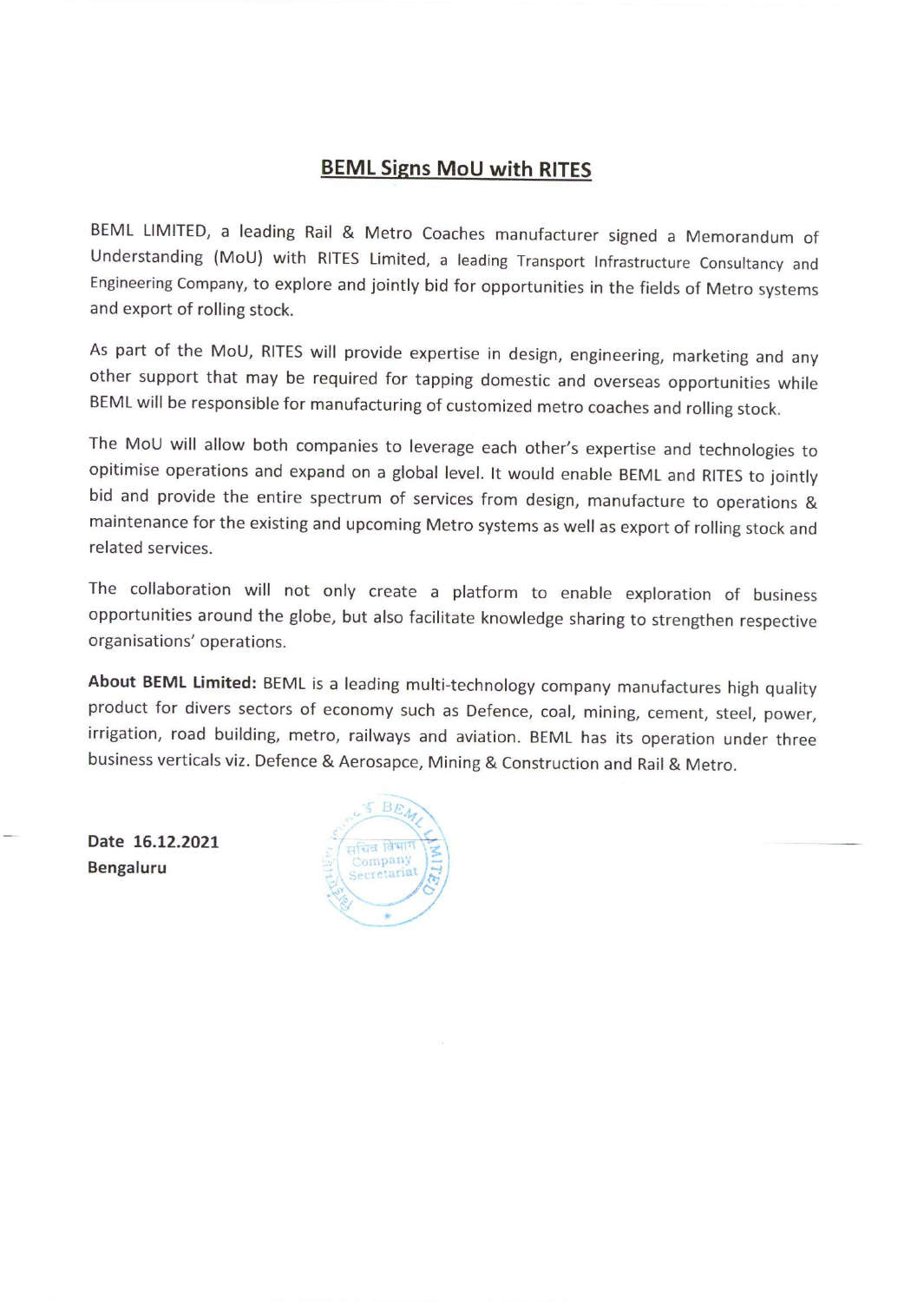# BEML Signs MoU with RITES

BEML LIMITED, a leading Rail & Metro Coaches manufacturer signed a Memorandum of Understanding (MoU) with RITES Limited, a leading Transport Infrastructure Consultancy and Engineering Company, to explore and jointly bid for opportunities in the fields of Metro systems and export of rolling stock.

As part of the MoU, RITES will provide expertise in design, engineering, marketing and any other support that may be required for tapping domestic and overseas opportunities while BEML will be responsible for manufacturing of customized metro coaches and rolling stock.

The MoU will allow both companies to leverage each other's expertise and technologies to opitimise operations and expand on a global level. It would enable BEML and RITES to jointly bid and provide the entire spectrum of services from design, manufacture to operations & maintenance for the existing and upcoming Metro systems as well as export of rolling stock and related services.

The collaboration will not only create a platform to enable exploration of business opportunities around the globe, but also facilitate knowledge sharing to strengthen respective organisations' operations.

**About BEML Limited:** BEML is a leading multi-technology company manufactures high quality product for divers sectors of economy such as Defence, coal, mining, cement, steel, power, irrigation, road building, metro, railways and aviation. BEML has its operation under three business verticals viz. Defence & Aerosapce, Mining & Construction and Rail & Metro.

**Date 16.12.2021**
**Bengaluru**

BEML LIMITED
सचिव विभाग
Company Secretariat